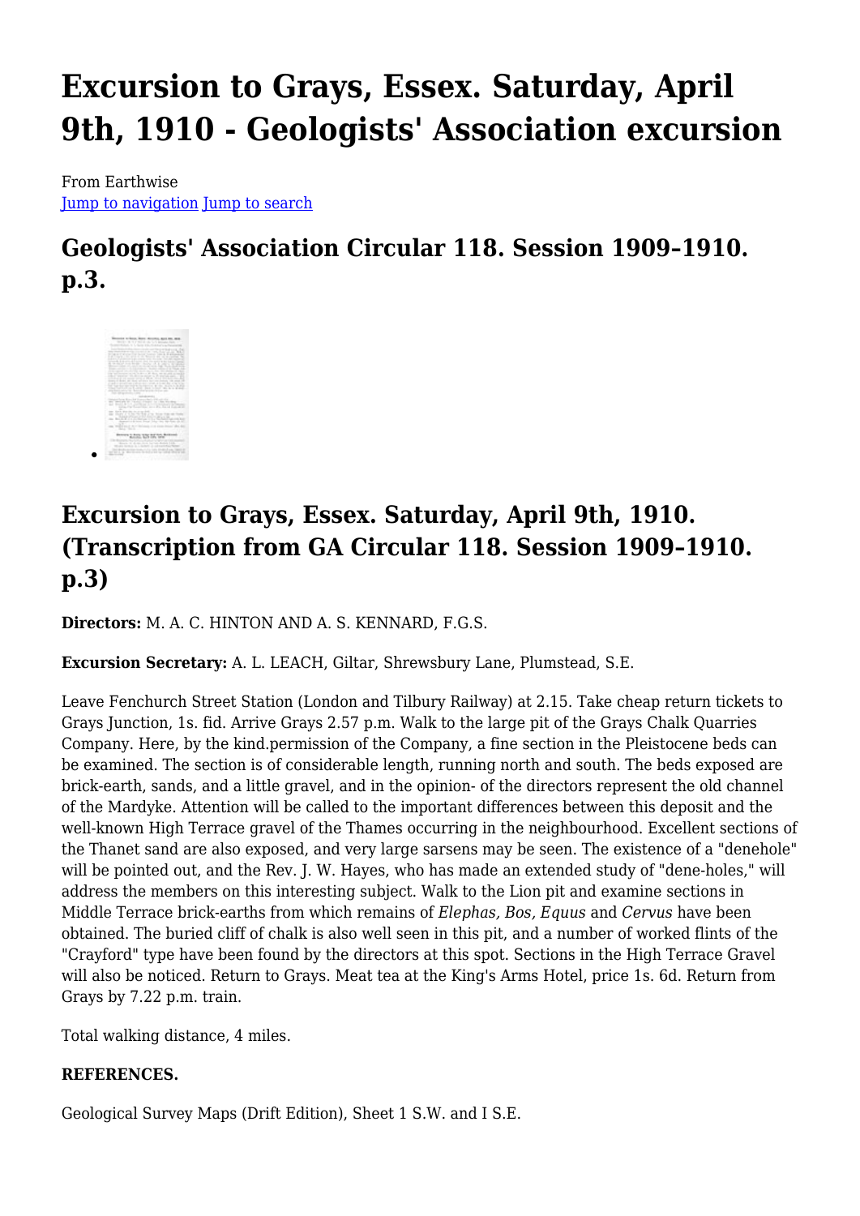# Excursion to Grays, Essex. Saturday, April 9th, 1910 - Geologists' Association excursion

From Earthwise
Jump to navigation Jump to search

## Geologists' Association Circular 118. Session 1909–1910. p.3.

## Excursion to Grays, Essex. Saturday, April 9th, 1910. (Transcription from GA Circular 118. Session 1909–1910. p.3)

**Directors:** M. A. C. HINTON AND A. S. KENNARD, F.G.S.

**Excursion Secretary:** A. L. LEACH, Giltar, Shrewsbury Lane, Plumstead, S.E.

Leave Fenchurch Street Station (London and Tilbury Railway) at 2.15. Take cheap return tickets to Grays Junction, 1s. fid. Arrive Grays 2.57 p.m. Walk to the large pit of the Grays Chalk Quarries Company. Here, by the kind.permission of the Company, a fine section in the Pleistocene beds can be examined. The section is of considerable length, running north and south. The beds exposed are brick-earth, sands, and a little gravel, and in the opinion- of the directors represent the old channel of the Mardyke. Attention will be called to the important differences between this deposit and the well-known High Terrace gravel of the Thames occurring in the neighbourhood. Excellent sections of the Thanet sand are also exposed, and very large sarsens may be seen. The existence of a "denehole" will be pointed out, and the Rev. J. W. Hayes, who has made an extended study of "dene-holes," will address the members on this interesting subject. Walk to the Lion pit and examine sections in Middle Terrace brick-earths from which remains of *Elephas, Bos, Equus* and *Cervus* have been obtained. The buried cliff of chalk is also well seen in this pit, and a number of worked flints of the "Crayford" type have been found by the directors at this spot. Sections in the High Terrace Gravel will also be noticed. Return to Grays. Meat tea at the King's Arms Hotel, price 1s. 6d. Return from Grays by 7.22 p.m. train.

Total walking distance, 4 miles.

**REFERENCES.**

Geological Survey Maps (Drift Edition), Sheet 1 S.W. and I S.E.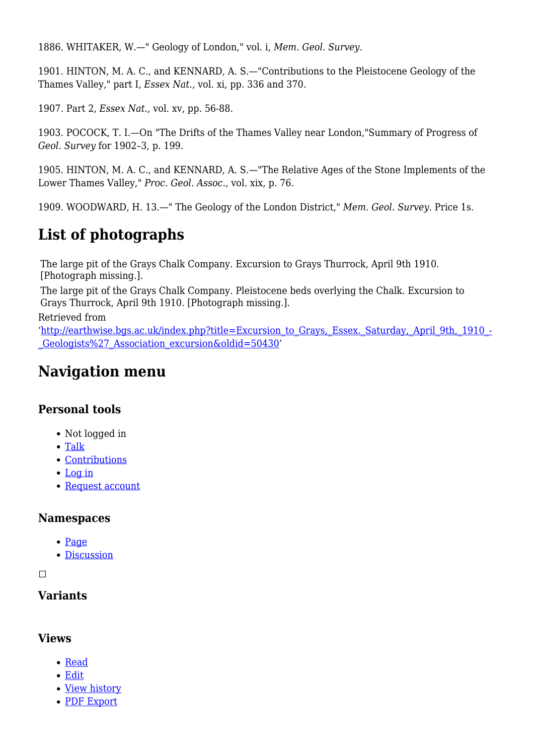1886. WHITAKER, W.—" Geology of London," vol. i, *Mem. Geol. Survey.*

1901. HINTON, M. A. C., and KENNARD, A. S.—"Contributions to the Pleistocene Geology of the Thames Valley," part I, *Essex Nat.,* vol. xi, pp. 336 and 370.

1907. Part 2, *Essex Nat.,* vol. xv, pp. 56-88.

1903. POCOCK, T. I.—On "The Drifts of the Thames Valley near London,"Summary of Progress of *Geol. Survey* for 1902–3, p. 199.

1905. HINTON, M. A. C., and KENNARD, A. S.—"The Relative Ages of the Stone Implements of the Lower Thames Valley," *Proc. Geol. Assoc.,* vol. xix, p. 76.

1909. WOODWARD, H. 13.—" The Geology of the London District," *Mem. Geol. Survey.* Price 1s.

## List of photographs

The large pit of the Grays Chalk Company. Excursion to Grays Thurrock, April 9th 1910. [Photograph missing.].

The large pit of the Grays Chalk Company. Pleistocene beds overlying the Chalk. Excursion to Grays Thurrock, April 9th 1910. [Photograph missing.].

Retrieved from 'http://earthwise.bgs.ac.uk/index.php?title=Excursion_to_Grays,_Essex._Saturday,_April_9th,_1910_-_Geologists%27_Association_excursion&oldid=50430'

## Navigation menu

### Personal tools

- Not logged in
- Talk
- Contributions
- Log in
- Request account

### Namespaces

- Page
- Discussion

### Variants

### Views

- Read
- Edit
- View history
- PDF Export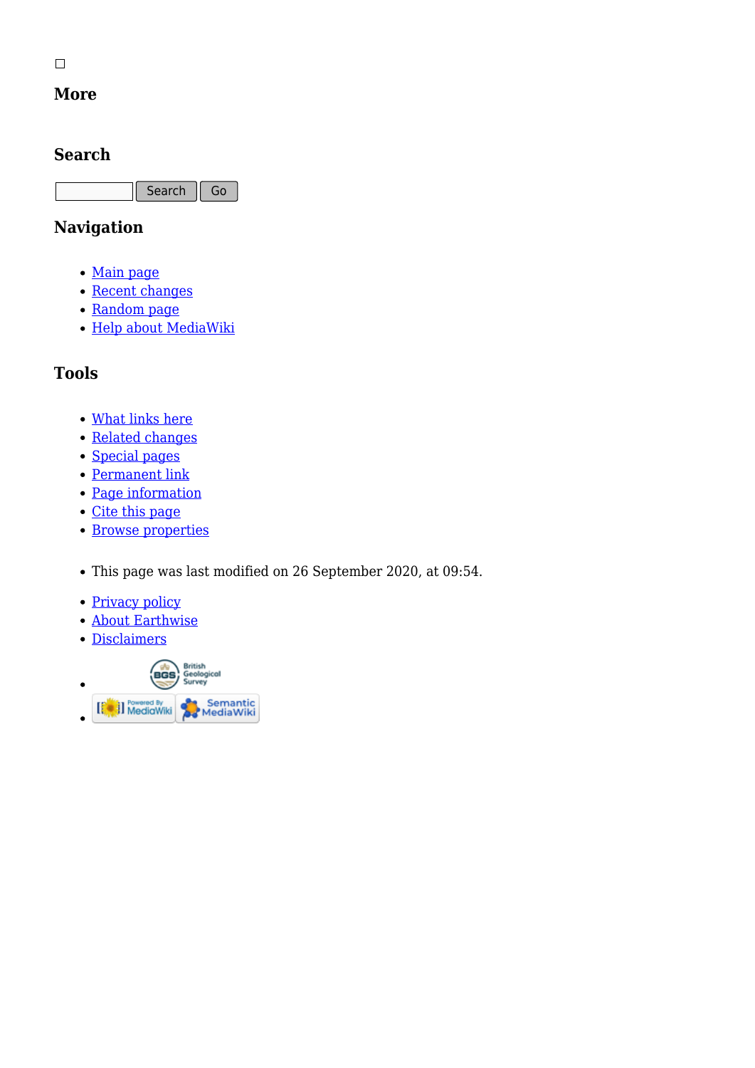- [ ]

### More

### Search

Search Go

### Navigation

- Main page
- Recent changes
- Random page
- Help about MediaWiki

### Tools

- What links here
- Related changes
- Special pages
- Permanent link
- Page information
- Cite this page
- Browse properties

- This page was last modified on 26 September 2020, at 09:54.

- Privacy policy
- About Earthwise
- Disclaimers
- 
-